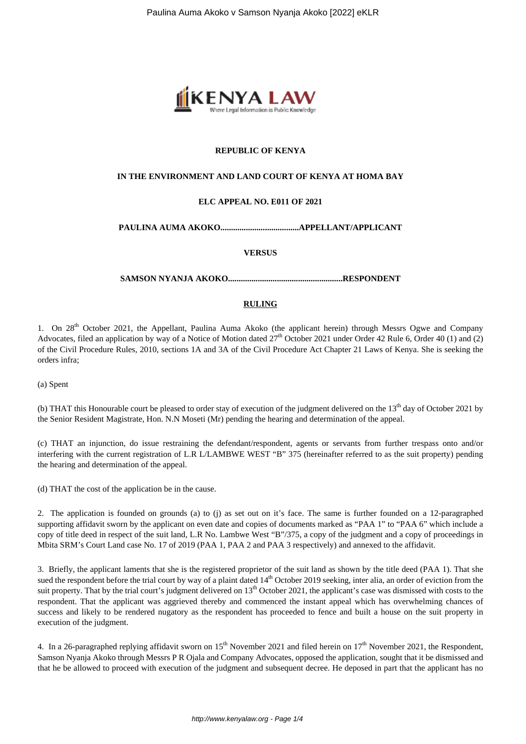**REPUBLIC OF KENYA**

**IN THE ENVIRONMENT AND LAND COURT OF KENYA AT HOMA BAY**

**ELC APPEAL NO. E011 OF 2021**

**PAULINA AUMA AKOKO.....................................APPELLANT/APPLICANT**

**VERSUS**

**SAMSON NYANJA AKOKO......................................................RESPONDENT**

**RULING**

1. On 28th October 2021, the Appellant, Paulina Auma Akoko (the applicant herein) through Messrs Ogwe and Company Advocates, filed an application by way of a Notice of Motion dated 27th October 2021 under Order 42 Rule 6, Order 40 (1) and (2) of the Civil Procedure Rules, 2010, sections 1A and 3A of the Civil Procedure Act Chapter 21 Laws of Kenya. She is seeking the orders infra;

(a) Spent

(b) THAT this Honourable court be pleased to order stay of execution of the judgment delivered on the 13th day of October 2021 by the Senior Resident Magistrate, Hon. N.N Moseti (Mr) pending the hearing and determination of the appeal.

(c) THAT an injunction, do issue restraining the defendant/respondent, agents or servants from further trespass onto and/or interfering with the current registration of L.R L/LAMBWE WEST "B" 375 (hereinafter referred to as the suit property) pending the hearing and determination of the appeal.

(d) THAT the cost of the application be in the cause.

2. The application is founded on grounds (a) to (j) as set out on it's face. The same is further founded on a 12-paragraphed supporting affidavit sworn by the applicant on even date and copies of documents marked as "PAA 1" to "PAA 6" which include a copy of title deed in respect of the suit land, L.R No. Lambwe West "B"/375, a copy of the judgment and a copy of proceedings in Mbita SRM's Court Land case No. 17 of 2019 (PAA 1, PAA 2 and PAA 3 respectively) and annexed to the affidavit.

3. Briefly, the applicant laments that she is the registered proprietor of the suit land as shown by the title deed (PAA 1). That she sued the respondent before the trial court by way of a plaint dated 14th October 2019 seeking, inter alia, an order of eviction from the suit property. That by the trial court's judgment delivered on 13th October 2021, the applicant's case was dismissed with costs to the respondent. That the applicant was aggrieved thereby and commenced the instant appeal which has overwhelming chances of success and likely to be rendered nugatory as the respondent has proceeded to fence and built a house on the suit property in execution of the judgment.

4. In a 26-paragraphed replying affidavit sworn on 15th November 2021 and filed herein on 17th November 2021, the Respondent, Samson Nyanja Akoko through Messrs P R Ojala and Company Advocates, opposed the application, sought that it be dismissed and that he be allowed to proceed with execution of the judgment and subsequent decree. He deposed in part that the applicant has no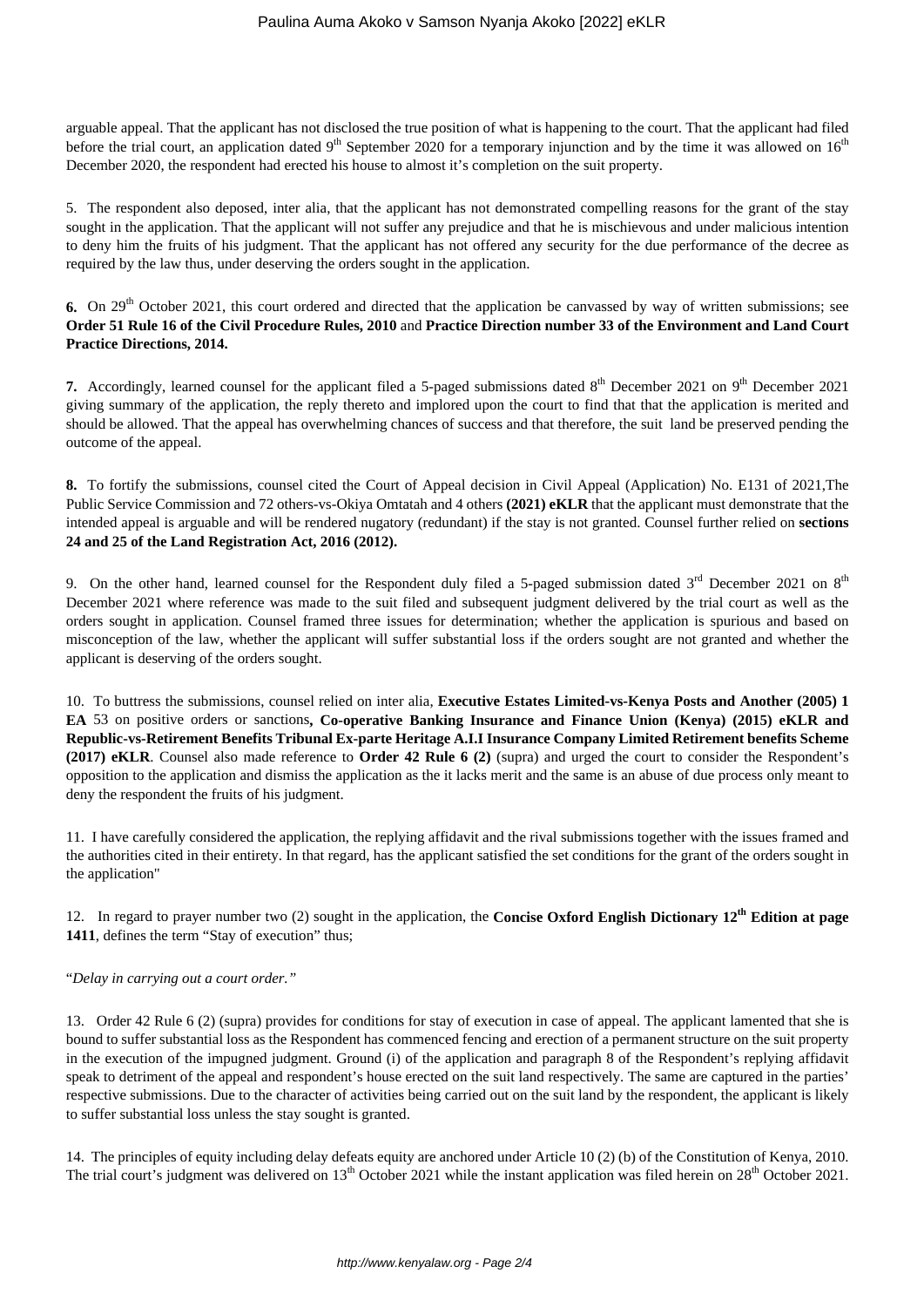arguable appeal. That the applicant has not disclosed the true position of what is happening to the court. That the applicant had filed before the trial court, an application dated 9th September 2020 for a temporary injunction and by the time it was allowed on 16th December 2020, the respondent had erected his house to almost it's completion on the suit property.

5. The respondent also deposed, inter alia, that the applicant has not demonstrated compelling reasons for the grant of the stay sought in the application. That the applicant will not suffer any prejudice and that he is mischievous and under malicious intention to deny him the fruits of his judgment. That the applicant has not offered any security for the due performance of the decree as required by the law thus, under deserving the orders sought in the application.

**6.** On 29th October 2021, this court ordered and directed that the application be canvassed by way of written submissions; see **Order 51 Rule 16 of the Civil Procedure Rules, 2010** and **Practice Direction number 33 of the Environment and Land Court Practice Directions, 2014.**

**7.** Accordingly, learned counsel for the applicant filed a 5-paged submissions dated 8th December 2021 on 9th December 2021 giving summary of the application, the reply thereto and implored upon the court to find that that the application is merited and should be allowed. That the appeal has overwhelming chances of success and that therefore, the suit land be preserved pending the outcome of the appeal.

**8.** To fortify the submissions, counsel cited the Court of Appeal decision in Civil Appeal (Application) No. E131 of 2021,The Public Service Commission and 72 others-vs-Okiya Omtatah and 4 others **(2021) eKLR** that the applicant must demonstrate that the intended appeal is arguable and will be rendered nugatory (redundant) if the stay is not granted. Counsel further relied on **sections 24 and 25 of the Land Registration Act, 2016 (2012).**

9. On the other hand, learned counsel for the Respondent duly filed a 5-paged submission dated 3rd December 2021 on 8th December 2021 where reference was made to the suit filed and subsequent judgment delivered by the trial court as well as the orders sought in application. Counsel framed three issues for determination; whether the application is spurious and based on misconception of the law, whether the applicant will suffer substantial loss if the orders sought are not granted and whether the applicant is deserving of the orders sought.

10. To buttress the submissions, counsel relied on inter alia, **Executive Estates Limited-vs-Kenya Posts and Another (2005) 1 EA** 53 on positive orders or sanctions**, Co-operative Banking Insurance and Finance Union (Kenya) (2015) eKLR and Republic-vs-Retirement Benefits Tribunal Ex-parte Heritage A.I.I Insurance Company Limited Retirement benefits Scheme (2017) eKLR**. Counsel also made reference to **Order 42 Rule 6 (2)** (supra) and urged the court to consider the Respondent's opposition to the application and dismiss the application as the it lacks merit and the same is an abuse of due process only meant to deny the respondent the fruits of his judgment.

11. I have carefully considered the application, the replying affidavit and the rival submissions together with the issues framed and the authorities cited in their entirety. In that regard, has the applicant satisfied the set conditions for the grant of the orders sought in the application"

12. In regard to prayer number two (2) sought in the application, the **Concise Oxford English Dictionary 12th Edition at page 1411**, defines the term "Stay of execution" thus;

"*Delay in carrying out a court order.*"

13. Order 42 Rule 6 (2) (supra) provides for conditions for stay of execution in case of appeal. The applicant lamented that she is bound to suffer substantial loss as the Respondent has commenced fencing and erection of a permanent structure on the suit property in the execution of the impugned judgment. Ground (i) of the application and paragraph 8 of the Respondent's replying affidavit speak to detriment of the appeal and respondent's house erected on the suit land respectively. The same are captured in the parties' respective submissions. Due to the character of activities being carried out on the suit land by the respondent, the applicant is likely to suffer substantial loss unless the stay sought is granted.

14. The principles of equity including delay defeats equity are anchored under Article 10 (2) (b) of the Constitution of Kenya, 2010. The trial court's judgment was delivered on 13th October 2021 while the instant application was filed herein on 28th October 2021.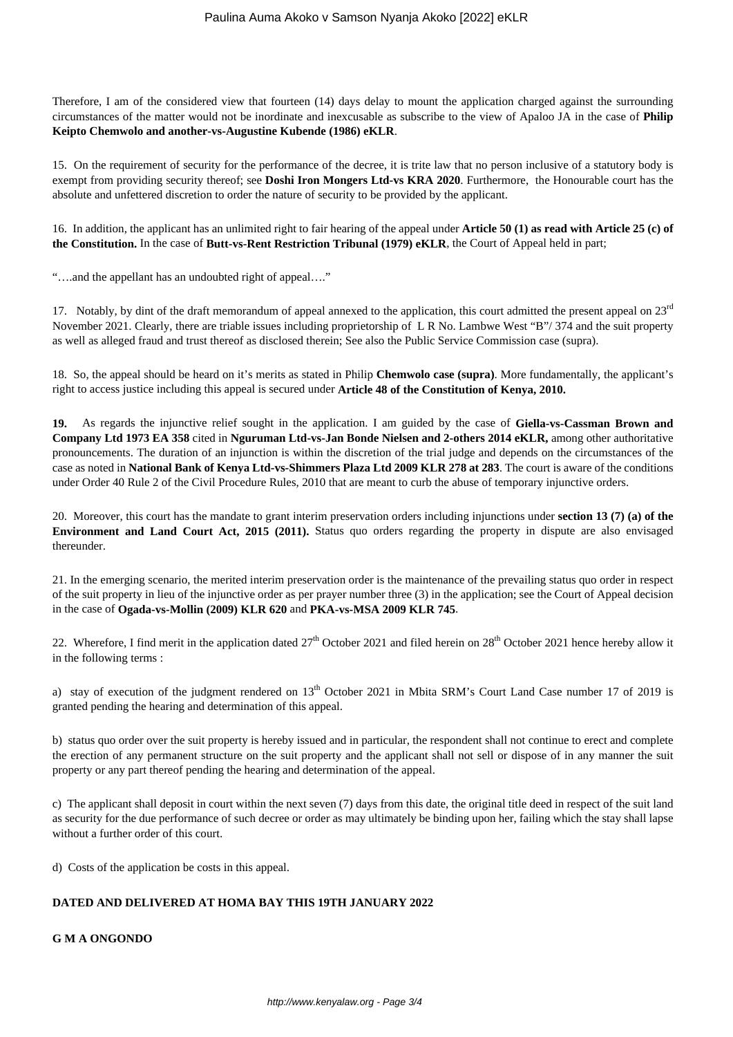Therefore, I am of the considered view that fourteen (14) days delay to mount the application charged against the surrounding circumstances of the matter would not be inordinate and inexcusable as subscribe to the view of Apaloo JA in the case of **Philip Keipto Chemwolo and another-vs-Augustine Kubende (1986) eKLR**.

15. On the requirement of security for the performance of the decree, it is trite law that no person inclusive of a statutory body is exempt from providing security thereof; see **Doshi Iron Mongers Ltd-vs KRA 2020**. Furthermore, the Honourable court has the absolute and unfettered discretion to order the nature of security to be provided by the applicant.

16. In addition, the applicant has an unlimited right to fair hearing of the appeal under **Article 50 (1) as read with Article 25 (c) of the Constitution.** In the case of **Butt-vs-Rent Restriction Tribunal (1979) eKLR**, the Court of Appeal held in part;

"….and the appellant has an undoubted right of appeal…."

17. Notably, by dint of the draft memorandum of appeal annexed to the application, this court admitted the present appeal on 23rd November 2021. Clearly, there are triable issues including proprietorship of L R No. Lambwe West "B"/ 374 and the suit property as well as alleged fraud and trust thereof as disclosed therein; See also the Public Service Commission case (supra).

18. So, the appeal should be heard on it's merits as stated in Philip **Chemwolo case (supra)**. More fundamentally, the applicant's right to access justice including this appeal is secured under **Article 48 of the Constitution of Kenya, 2010.**

**19.** As regards the injunctive relief sought in the application. I am guided by the case of **Giella-vs-Cassman Brown and Company Ltd 1973 EA 358** cited in **Nguruman Ltd-vs-Jan Bonde Nielsen and 2-others 2014 eKLR,** among other authoritative pronouncements. The duration of an injunction is within the discretion of the trial judge and depends on the circumstances of the case as noted in **National Bank of Kenya Ltd-vs-Shimmers Plaza Ltd 2009 KLR 278 at 283**. The court is aware of the conditions under Order 40 Rule 2 of the Civil Procedure Rules, 2010 that are meant to curb the abuse of temporary injunctive orders.

20. Moreover, this court has the mandate to grant interim preservation orders including injunctions under **section 13 (7) (a) of the Environment and Land Court Act, 2015 (2011).** Status quo orders regarding the property in dispute are also envisaged thereunder.

21. In the emerging scenario, the merited interim preservation order is the maintenance of the prevailing status quo order in respect of the suit property in lieu of the injunctive order as per prayer number three (3) in the application; see the Court of Appeal decision in the case of **Ogada-vs-Mollin (2009) KLR 620** and **PKA-vs-MSA 2009 KLR 745**.

22. Wherefore, I find merit in the application dated 27th October 2021 and filed herein on 28th October 2021 hence hereby allow it in the following terms :

a) stay of execution of the judgment rendered on 13th October 2021 in Mbita SRM's Court Land Case number 17 of 2019 is granted pending the hearing and determination of this appeal.

b) status quo order over the suit property is hereby issued and in particular, the respondent shall not continue to erect and complete the erection of any permanent structure on the suit property and the applicant shall not sell or dispose of in any manner the suit property or any part thereof pending the hearing and determination of the appeal.

c) The applicant shall deposit in court within the next seven (7) days from this date, the original title deed in respect of the suit land as security for the due performance of such decree or order as may ultimately be binding upon her, failing which the stay shall lapse without a further order of this court.

d) Costs of the application be costs in this appeal.

**DATED AND DELIVERED AT HOMA BAY THIS 19TH JANUARY 2022**

**G M A ONGONDO**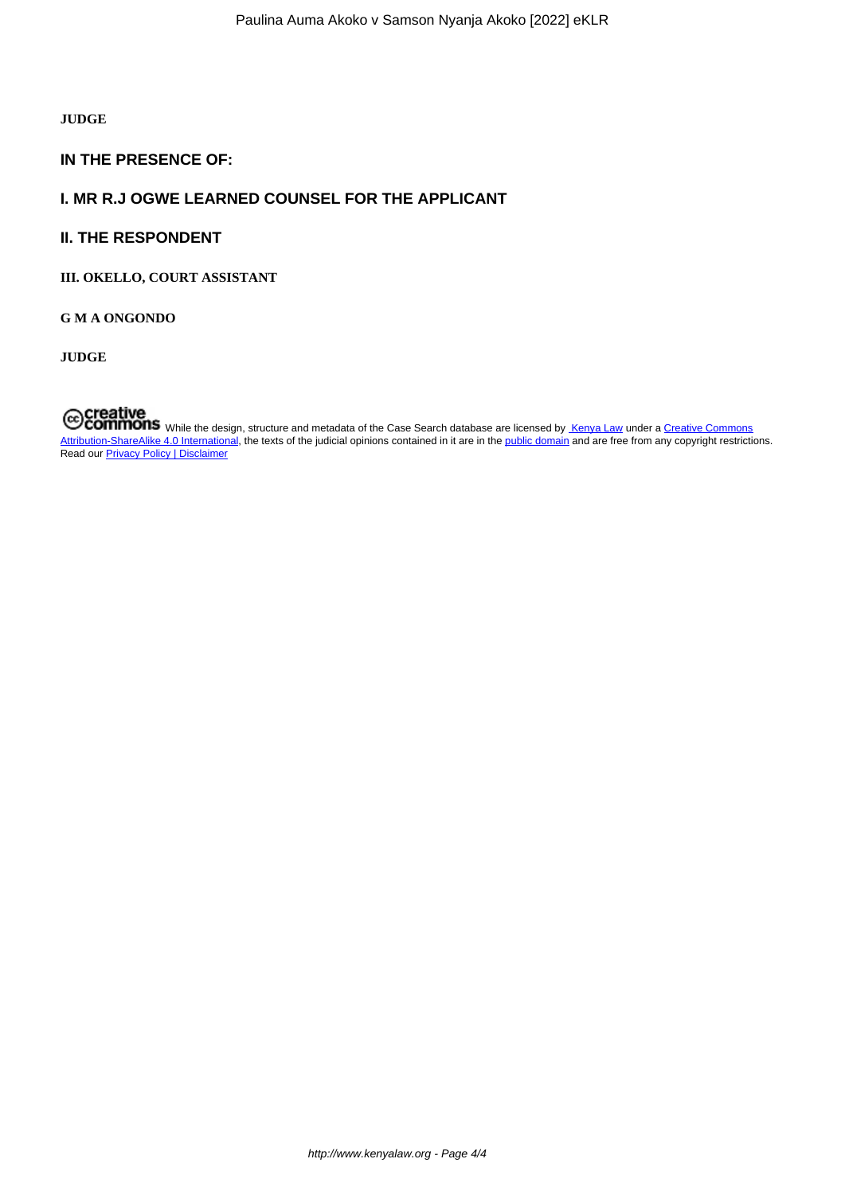**JUDGE**

**IN THE PRESENCE OF:**

**I. MR R.J OGWE LEARNED COUNSEL FOR THE APPLICANT**

**II. THE RESPONDENT**

**III. OKELLO, COURT ASSISTANT**

**G M A ONGONDO**

**JUDGE**

While the design, structure and metadata of the Case Search database are licensed by Kenya Law under a Creative Commons Attribution-ShareAlike 4.0 International, the texts of the judicial opinions contained in it are in the public domain and are free from any copyright restrictions. Read our Privacy Policy | Disclaimer